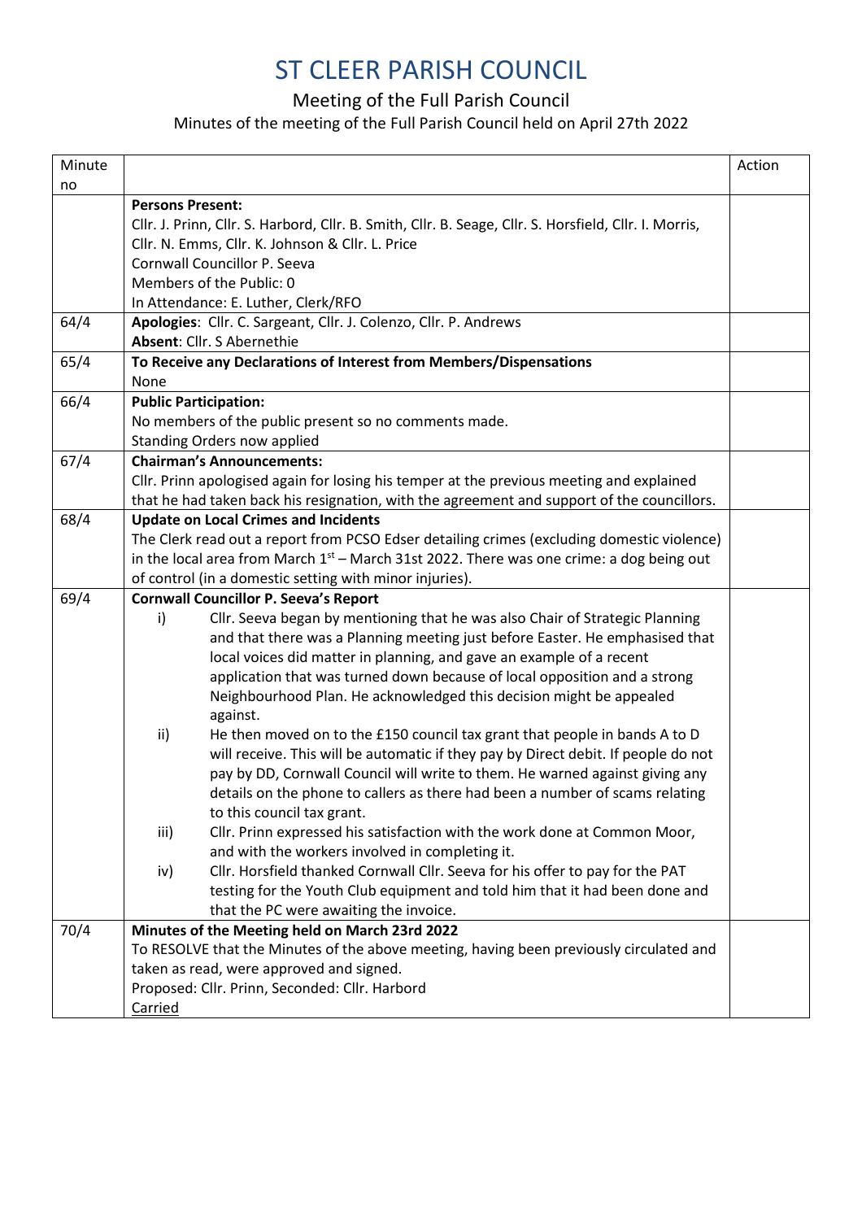# ST CLEER PARISH COUNCIL

## Meeting of the Full Parish Council

### Minutes of the meeting of the Full Parish Council held on April 27th 2022

| Minute no | | Action |
|---|---|---|
| | **Persons Present:**<br>Cllr. J. Prinn, Cllr. S. Harbord, Cllr. B. Smith, Cllr. B. Seage, Cllr. S. Horsfield, Cllr. I. Morris, Cllr. N. Emms, Cllr. K. Johnson & Cllr. L. Price<br>Cornwall Councillor P. Seeva<br>Members of the Public: 0<br>In Attendance: E. Luther, Clerk/RFO | |
| 64/4 | **Apologies**: Cllr. C. Sargeant, Cllr. J. Colenzo, Cllr. P. Andrews<br>**Absent**: Cllr. S Abernethie | |
| 65/4 | **To Receive any Declarations of Interest from Members/Dispensations**<br>None | |
| 66/4 | **Public Participation:**<br>No members of the public present so no comments made.<br>Standing Orders now applied | |
| 67/4 | **Chairman's Announcements:**<br>Cllr. Prinn apologised again for losing his temper at the previous meeting and explained that he had taken back his resignation, with the agreement and support of the councillors. | |
| 68/4 | **Update on Local Crimes and Incidents**<br>The Clerk read out a report from PCSO Edser detailing crimes (excluding domestic violence) in the local area from March 1st – March 31st 2022. There was one crime: a dog being out of control (in a domestic setting with minor injuries). | |
| 69/4 | **Cornwall Councillor P. Seeva's Report**<br>i) Cllr. Seeva began by mentioning that he was also Chair of Strategic Planning and that there was a Planning meeting just before Easter. He emphasised that local voices did matter in planning, and gave an example of a recent application that was turned down because of local opposition and a strong Neighbourhood Plan. He acknowledged this decision might be appealed against.<br>ii) He then moved on to the £150 council tax grant that people in bands A to D will receive. This will be automatic if they pay by Direct debit. If people do not pay by DD, Cornwall Council will write to them. He warned against giving any details on the phone to callers as there had been a number of scams relating to this council tax grant.<br>iii) Cllr. Prinn expressed his satisfaction with the work done at Common Moor, and with the workers involved in completing it.<br>iv) Cllr. Horsfield thanked Cornwall Cllr. Seeva for his offer to pay for the PAT testing for the Youth Club equipment and told him that it had been done and that the PC were awaiting the invoice. | |
| 70/4 | **Minutes of the Meeting held on March 23rd 2022**<br>To RESOLVE that the Minutes of the above meeting, having been previously circulated and taken as read, were approved and signed.<br>Proposed: Cllr. Prinn, Seconded: Cllr. Harbord<br>Carried | |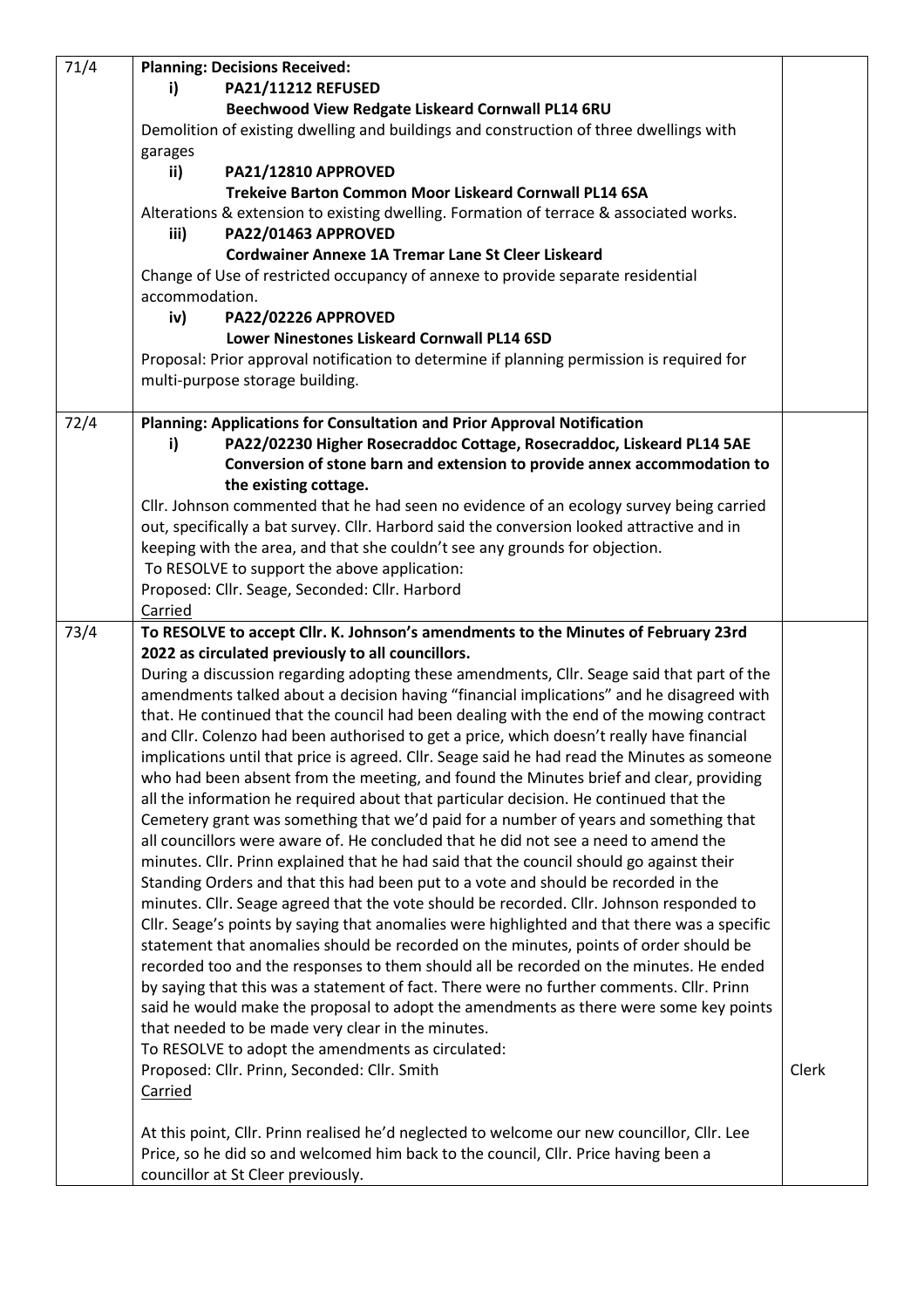| | | |
|---|---|---|
| 71/4 | **Planning: Decisions Received:**<br>**i) PA21/11212 REFUSED**<br>**Beechwood View Redgate Liskeard Cornwall PL14 6RU**<br>Demolition of existing dwelling and buildings and construction of three dwellings with garages<br>**ii) PA21/12810 APPROVED**<br>**Trekeive Barton Common Moor Liskeard Cornwall PL14 6SA**<br>Alterations & extension to existing dwelling. Formation of terrace & associated works.<br>**iii) PA22/01463 APPROVED**<br>**Cordwainer Annexe 1A Tremar Lane St Cleer Liskeard**<br>Change of Use of restricted occupancy of annexe to provide separate residential accommodation.<br>**iv) PA22/02226 APPROVED**<br>**Lower Ninestones Liskeard Cornwall PL14 6SD**<br>Proposal: Prior approval notification to determine if planning permission is required for multi-purpose storage building. | |
| 72/4 | **Planning: Applications for Consultation and Prior Approval Notification**<br>**i) PA22/02230 Higher Rosecraddoc Cottage, Rosecraddoc, Liskeard PL14 5AE Conversion of stone barn and extension to provide annex accommodation to the existing cottage.**<br>Cllr. Johnson commented that he had seen no evidence of an ecology survey being carried out, specifically a bat survey. Cllr. Harbord said the conversion looked attractive and in keeping with the area, and that she couldn't see any grounds for objection.<br>To RESOLVE to support the above application:<br>Proposed: Cllr. Seage, Seconded: Cllr. Harbord<br>Carried | |
| 73/4 | **To RESOLVE to accept Cllr. K. Johnson's amendments to the Minutes of February 23rd 2022 as circulated previously to all councillors.**<br>During a discussion regarding adopting these amendments, Cllr. Seage said that part of the amendments talked about a decision having "financial implications" and he disagreed with that. He continued that the council had been dealing with the end of the mowing contract and Cllr. Colenzo had been authorised to get a price, which doesn't really have financial implications until that price is agreed. Cllr. Seage said he had read the Minutes as someone who had been absent from the meeting, and found the Minutes brief and clear, providing all the information he required about that particular decision. He continued that the Cemetery grant was something that we'd paid for a number of years and something that all councillors were aware of. He concluded that he did not see a need to amend the minutes. Cllr. Prinn explained that he had said that the council should go against their Standing Orders and that this had been put to a vote and should be recorded in the minutes. Cllr. Seage agreed that the vote should be recorded. Cllr. Johnson responded to Cllr. Seage's points by saying that anomalies were highlighted and that there was a specific statement that anomalies should be recorded on the minutes, points of order should be recorded too and the responses to them should all be recorded on the minutes. He ended by saying that this was a statement of fact. There were no further comments. Cllr. Prinn said he would make the proposal to adopt the amendments as there were some key points that needed to be made very clear in the minutes.<br>To RESOLVE to adopt the amendments as circulated:<br>Proposed: Cllr. Prinn, Seconded: Cllr. Smith<br>Carried<br><br>At this point, Cllr. Prinn realised he'd neglected to welcome our new councillor, Cllr. Lee Price, so he did so and welcomed him back to the council, Cllr. Price having been a councillor at St Cleer previously. | Clerk |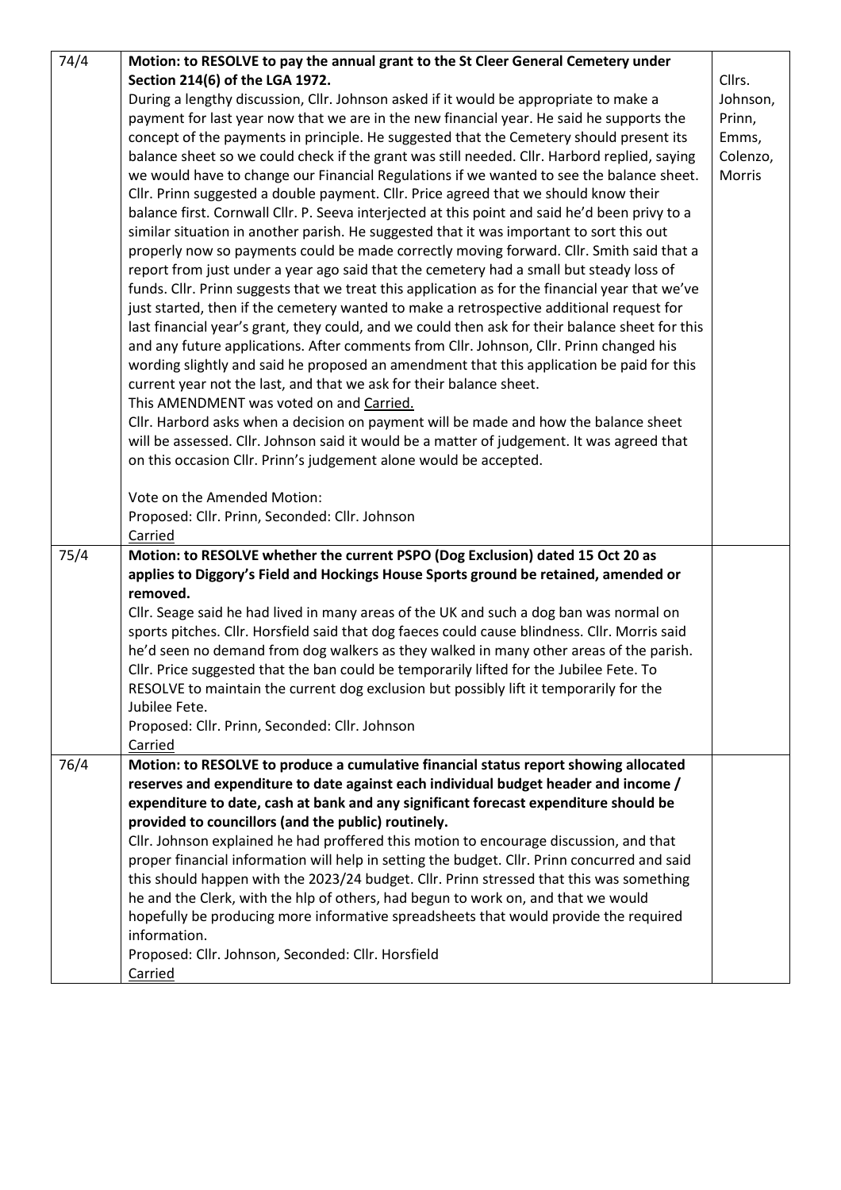| | | |
|---|---|---|
| 74/4 | **Motion: to RESOLVE to pay the annual grant to the St Cleer General Cemetery under Section 214(6) of the LGA 1972.**<br>During a lengthy discussion, Cllr. Johnson asked if it would be appropriate to make a payment for last year now that we are in the new financial year. He said he supports the concept of the payments in principle. He suggested that the Cemetery should present its balance sheet so we could check if the grant was still needed. Cllr. Harbord replied, saying we would have to change our Financial Regulations if we wanted to see the balance sheet. Cllr. Prinn suggested a double payment. Cllr. Price agreed that we should know their balance first. Cornwall Cllr. P. Seeva interjected at this point and said he'd been privy to a similar situation in another parish. He suggested that it was important to sort this out properly now so payments could be made correctly moving forward. Cllr. Smith said that a report from just under a year ago said that the cemetery had a small but steady loss of funds. Cllr. Prinn suggests that we treat this application as for the financial year that we've just started, then if the cemetery wanted to make a retrospective additional request for last financial year's grant, they could, and we could then ask for their balance sheet for this and any future applications. After comments from Cllr. Johnson, Cllr. Prinn changed his wording slightly and said he proposed an amendment that this application be paid for this current year not the last, and that we ask for their balance sheet.<br>This AMENDMENT was voted on and <u>Carried.</u><br>Cllr. Harbord asks when a decision on payment will be made and how the balance sheet will be assessed. Cllr. Johnson said it would be a matter of judgement. It was agreed that on this occasion Cllr. Prinn's judgement alone would be accepted.<br><br>Vote on the Amended Motion:<br>Proposed: Cllr. Prinn, Seconded: Cllr. Johnson<br><u>Carried</u> | Cllrs. Johnson, Prinn, Emms, Colenzo, Morris |
| 75/4 | **Motion: to RESOLVE whether the current PSPO (Dog Exclusion) dated 15 Oct 20 as applies to Diggory's Field and Hockings House Sports ground be retained, amended or removed.**<br>Cllr. Seage said he had lived in many areas of the UK and such a dog ban was normal on sports pitches. Cllr. Horsfield said that dog faeces could cause blindness. Cllr. Morris said he'd seen no demand from dog walkers as they walked in many other areas of the parish. Cllr. Price suggested that the ban could be temporarily lifted for the Jubilee Fete. To RESOLVE to maintain the current dog exclusion but possibly lift it temporarily for the Jubilee Fete.<br>Proposed: Cllr. Prinn, Seconded: Cllr. Johnson<br><u>Carried</u> | |
| 76/4 | **Motion: to RESOLVE to produce a cumulative financial status report showing allocated reserves and expenditure to date against each individual budget header and income / expenditure to date, cash at bank and any significant forecast expenditure should be provided to councillors (and the public) routinely.**<br>Cllr. Johnson explained he had proffered this motion to encourage discussion, and that proper financial information will help in setting the budget. Cllr. Prinn concurred and said this should happen with the 2023/24 budget. Cllr. Prinn stressed that this was something he and the Clerk, with the hlp of others, had begun to work on, and that we would hopefully be producing more informative spreadsheets that would provide the required information.<br>Proposed: Cllr. Johnson, Seconded: Cllr. Horsfield<br><u>Carried</u> | |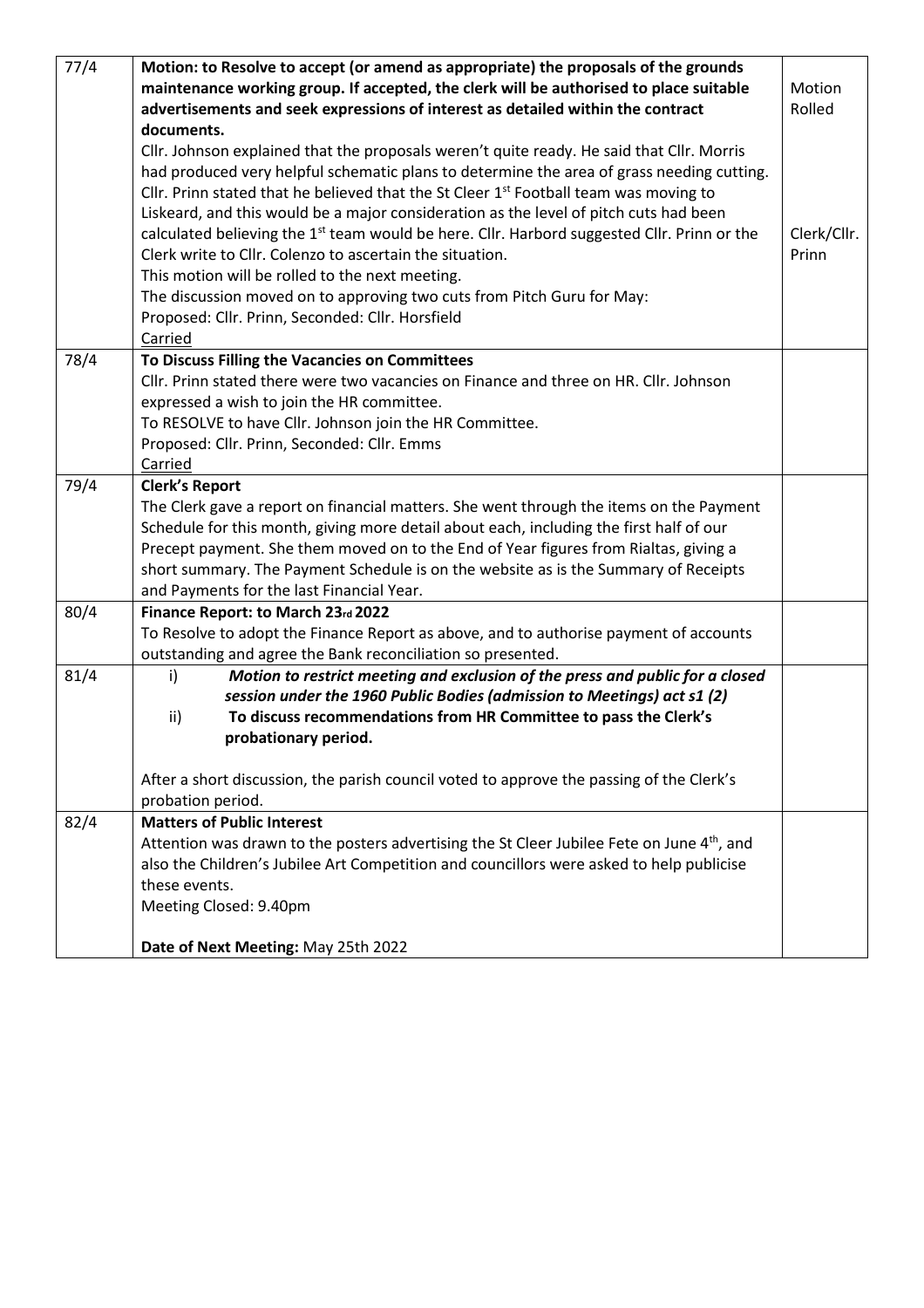| | | |
|---|---|---|
| 77/4 | **Motion: to Resolve to accept (or amend as appropriate) the proposals of the grounds maintenance working group. If accepted, the clerk will be authorised to place suitable advertisements and seek expressions of interest as detailed within the contract documents.**<br>Cllr. Johnson explained that the proposals weren't quite ready. He said that Cllr. Morris had produced very helpful schematic plans to determine the area of grass needing cutting. Cllr. Prinn stated that he believed that the St Cleer 1st Football team was moving to Liskeard, and this would be a major consideration as the level of pitch cuts had been calculated believing the 1st team would be here. Cllr. Harbord suggested Cllr. Prinn or the Clerk write to Cllr. Colenzo to ascertain the situation.<br>This motion will be rolled to the next meeting.<br>The discussion moved on to approving two cuts from Pitch Guru for May:<br>Proposed: Cllr. Prinn, Seconded: Cllr. Horsfield<br><u>Carried</u> | Motion Rolled<br><br>Clerk/Cllr. Prinn |
| 78/4 | **To Discuss Filling the Vacancies on Committees**<br>Cllr. Prinn stated there were two vacancies on Finance and three on HR. Cllr. Johnson expressed a wish to join the HR committee.<br>To RESOLVE to have Cllr. Johnson join the HR Committee.<br>Proposed: Cllr. Prinn, Seconded: Cllr. Emms<br><u>Carried</u> | |
| 79/4 | **Clerk's Report**<br>The Clerk gave a report on financial matters. She went through the items on the Payment Schedule for this month, giving more detail about each, including the first half of our Precept payment. She them moved on to the End of Year figures from Rialtas, giving a short summary. The Payment Schedule is on the website as is the Summary of Receipts and Payments for the last Financial Year. | |
| 80/4 | **Finance Report: to March 23rd 2022**<br>To Resolve to adopt the Finance Report as above, and to authorise payment of accounts outstanding and agree the Bank reconciliation so presented. | |
| 81/4 | i) ***Motion to restrict meeting and exclusion of the press and public for a closed session under the 1960 Public Bodies (admission to Meetings) act s1 (2)***<br>ii) **To discuss recommendations from HR Committee to pass the Clerk's probationary period.**<br><br>After a short discussion, the parish council voted to approve the passing of the Clerk's probation period. | |
| 82/4 | **Matters of Public Interest**<br>Attention was drawn to the posters advertising the St Cleer Jubilee Fete on June 4th, and also the Children's Jubilee Art Competition and councillors were asked to help publicise these events.<br>Meeting Closed: 9.40pm<br><br>**Date of Next Meeting:** May 25th 2022 | |